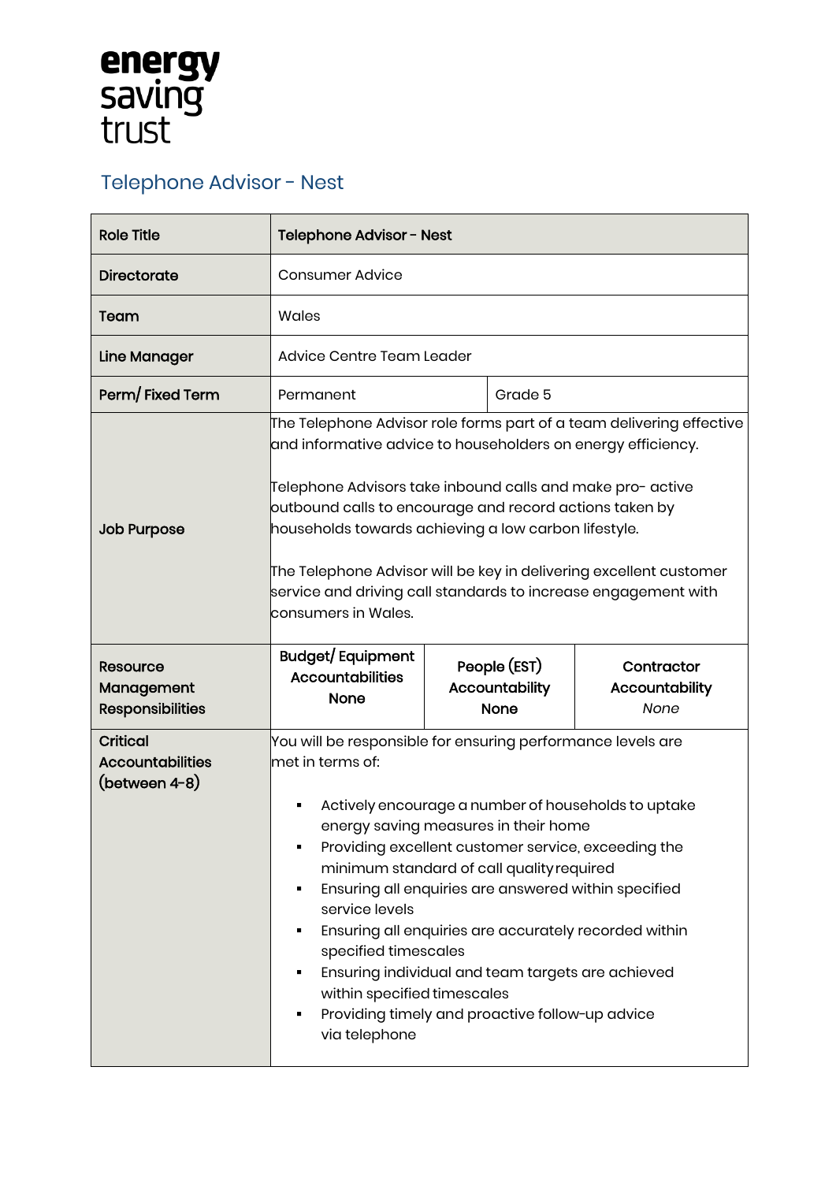energy saving trust

# Telephone Advisor - Nest

| **Role Title** | **Telephone Advisor - Nest** | | |
|---|---|---|---|
| **Directorate** | Consumer Advice | | |
| **Team** | Wales | | |
| **Line Manager** | Advice Centre Team Leader | | |
| **Perm/ Fixed Term** | Permanent | Grade 5 | |
| **Job Purpose** | The Telephone Advisor role forms part of a team delivering effective and informative advice to householders on energy efficiency.<br><br>Telephone Advisors take inbound calls and make pro- active outbound calls to encourage and record actions taken by households towards achieving a low carbon lifestyle.<br><br>The Telephone Advisor will be key in delivering excellent customer service and driving call standards to increase engagement with consumers in Wales. | | |
| **Resource Management Responsibilities** | **Budget/ Equipment Accountabilities**<br>**None** | **People (EST) Accountability**<br>**None** | **Contractor Accountability**<br>*None* |
| **Critical Accountabilities (between 4-8)** | You will be responsible for ensuring performance levels are met in terms of:<br><br>▪ Actively encourage a number of households to uptake energy saving measures in their home<br>▪ Providing excellent customer service, exceeding the minimum standard of call quality required<br>▪ Ensuring all enquiries are answered within specified service levels<br>▪ Ensuring all enquiries are accurately recorded within specified timescales<br>▪ Ensuring individual and team targets are achieved within specified timescales<br>▪ Providing timely and proactive follow-up advice via telephone | | |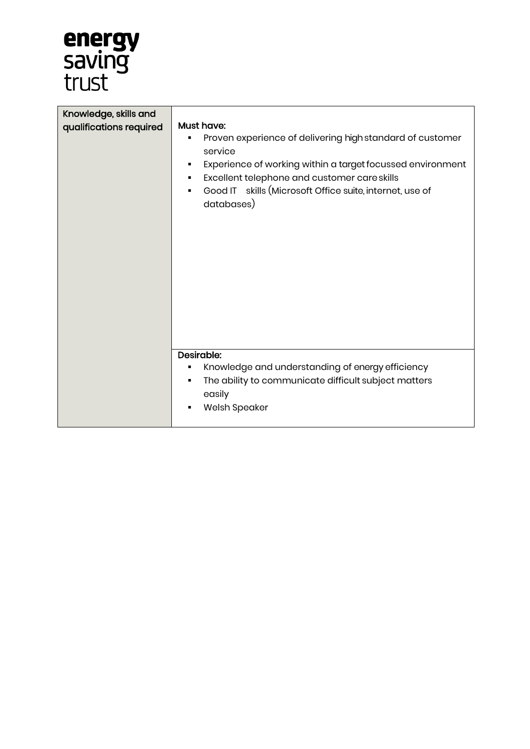energy saving trust

| | |
|---|---|
| Knowledge, skills and qualifications required | **Must have:**<br>▪ Proven experience of delivering high standard of customer service<br>▪ Experience of working within a target focussed environment<br>▪ Excellent telephone and customer care skills<br>▪ Good IT skills (Microsoft Office suite, internet, use of databases) |
| | **Desirable:**<br>▪ Knowledge and understanding of energy efficiency<br>▪ The ability to communicate difficult subject matters easily<br>▪ Welsh Speaker |